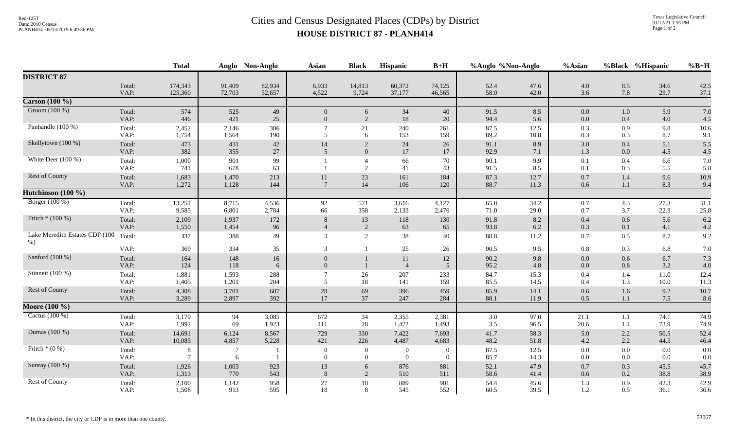# Cities and Census Designated Places (CDPs) by District

## HOUSE DISTRICT 87 - PLANH414

Red-125T
Data: 2010 Census
PLANH414 05/13/2019 6:49:36 PM

Texas Legislative Council
01/12/21 1:55 PM

| | | Total | Anglo | Non-Anglo | Asian | Black | Hispanic | B+H | %Anglo | %Non-Anglo | %Asian | %Black | %Hispanic | %B+H |
|---|---|---|---|---|---|---|---|---|---|---|---|---|---|---|
| **DISTRICT 87** | | | | | | | | | | | | | | |
| | Total: | 174,343 | 91,409 | 82,934 | 6,933 | 14,813 | 60,372 | 74,125 | 52.4 | 47.6 | 4.0 | 8.5 | 34.6 | 42.5 |
| | VAP: | 125,360 | 72,703 | 52,657 | 4,522 | 9,724 | 37,177 | 46,565 | 58.0 | 42.0 | 3.6 | 7.8 | 29.7 | 37.1 |
| **Carson (100 %)** | | | | | | | | | | | | | | |
| Groom (100 %) | Total: | 574 | 525 | 49 | 0 | 6 | 34 | 40 | 91.5 | 8.5 | 0.0 | 1.0 | 5.9 | 7.0 |
| | VAP: | 446 | 421 | 25 | 0 | 2 | 18 | 20 | 94.4 | 5.6 | 0.0 | 0.4 | 4.0 | 4.5 |
| Panhandle (100 %) | Total: | 2,452 | 2,146 | 306 | 7 | 21 | 240 | 261 | 87.5 | 12.5 | 0.3 | 0.9 | 9.8 | 10.6 |
| | VAP: | 1,754 | 1,564 | 190 | 5 | 6 | 153 | 159 | 89.2 | 10.8 | 0.3 | 0.3 | 8.7 | 9.1 |
| Skellytown (100 %) | Total: | 473 | 431 | 42 | 14 | 2 | 24 | 26 | 91.1 | 8.9 | 3.0 | 0.4 | 5.1 | 5.5 |
| | VAP: | 382 | 355 | 27 | 5 | 0 | 17 | 17 | 92.9 | 7.1 | 1.3 | 0.0 | 4.5 | 4.5 |
| White Deer (100 %) | Total: | 1,000 | 901 | 99 | 1 | 4 | 66 | 70 | 90.1 | 9.9 | 0.1 | 0.4 | 6.6 | 7.0 |
| | VAP: | 741 | 678 | 63 | 1 | 2 | 41 | 43 | 91.5 | 8.5 | 0.1 | 0.3 | 5.5 | 5.8 |
| Rest of County | Total: | 1,683 | 1,470 | 213 | 11 | 23 | 161 | 184 | 87.3 | 12.7 | 0.7 | 1.4 | 9.6 | 10.9 |
| | VAP: | 1,272 | 1,128 | 144 | 7 | 14 | 106 | 120 | 88.7 | 11.3 | 0.6 | 1.1 | 8.3 | 9.4 |
| **Hutchinson (100 %)** | | | | | | | | | | | | | | |
| Borger (100 %) | Total: | 13,251 | 8,715 | 4,536 | 92 | 571 | 3,616 | 4,127 | 65.8 | 34.2 | 0.7 | 4.3 | 27.3 | 31.1 |
| | VAP: | 9,585 | 6,801 | 2,784 | 66 | 358 | 2,133 | 2,476 | 71.0 | 29.0 | 0.7 | 3.7 | 22.3 | 25.8 |
| Fritch * (100 %) | Total: | 2,109 | 1,937 | 172 | 8 | 13 | 118 | 130 | 91.8 | 8.2 | 0.4 | 0.6 | 5.6 | 6.2 |
| | VAP: | 1,550 | 1,454 | 96 | 4 | 2 | 63 | 65 | 93.8 | 6.2 | 0.3 | 0.1 | 4.1 | 4.2 |
| Lake Meredith Estates CDP (100 %) | Total: | 437 | 388 | 49 | 3 | 2 | 38 | 40 | 88.8 | 11.2 | 0.7 | 0.5 | 8.7 | 9.2 |
| | VAP: | 369 | 334 | 35 | 3 | 1 | 25 | 26 | 90.5 | 9.5 | 0.8 | 0.3 | 6.8 | 7.0 |
| Sanford (100 %) | Total: | 164 | 148 | 16 | 0 | 1 | 11 | 12 | 90.2 | 9.8 | 0.0 | 0.6 | 6.7 | 7.3 |
| | VAP: | 124 | 118 | 6 | 0 | 1 | 4 | 5 | 95.2 | 4.8 | 0.0 | 0.8 | 3.2 | 4.0 |
| Stinnett (100 %) | Total: | 1,881 | 1,593 | 288 | 7 | 26 | 207 | 233 | 84.7 | 15.3 | 0.4 | 1.4 | 11.0 | 12.4 |
| | VAP: | 1,405 | 1,201 | 204 | 5 | 18 | 141 | 159 | 85.5 | 14.5 | 0.4 | 1.3 | 10.0 | 11.3 |
| Rest of County | Total: | 4,308 | 3,701 | 607 | 28 | 69 | 396 | 459 | 85.9 | 14.1 | 0.6 | 1.6 | 9.2 | 10.7 |
| | VAP: | 3,289 | 2,897 | 392 | 17 | 37 | 247 | 284 | 88.1 | 11.9 | 0.5 | 1.1 | 7.5 | 8.6 |
| **Moore (100 %)** | | | | | | | | | | | | | | |
| Cactus (100 %) | Total: | 3,179 | 94 | 3,085 | 672 | 34 | 2,355 | 2,381 | 3.0 | 97.0 | 21.1 | 1.1 | 74.1 | 74.9 |
| | VAP: | 1,992 | 69 | 1,923 | 411 | 28 | 1,472 | 1,493 | 3.5 | 96.5 | 20.6 | 1.4 | 73.9 | 74.9 |
| Dumas (100 %) | Total: | 14,691 | 6,124 | 8,567 | 729 | 330 | 7,422 | 7,693 | 41.7 | 58.3 | 5.0 | 2.2 | 50.5 | 52.4 |
| | VAP: | 10,085 | 4,857 | 5,228 | 421 | 226 | 4,487 | 4,683 | 48.2 | 51.8 | 4.2 | 2.2 | 44.5 | 46.4 |
| Fritch * (0 %) | Total: | 8 | 7 | 1 | 0 | 0 | 0 | 0 | 87.5 | 12.5 | 0.0 | 0.0 | 0.0 | 0.0 |
| | VAP: | 7 | 6 | 1 | 0 | 0 | 0 | 0 | 85.7 | 14.3 | 0.0 | 0.0 | 0.0 | 0.0 |
| Sunray (100 %) | Total: | 1,926 | 1,003 | 923 | 13 | 6 | 876 | 881 | 52.1 | 47.9 | 0.7 | 0.3 | 45.5 | 45.7 |
| | VAP: | 1,313 | 770 | 543 | 8 | 2 | 510 | 511 | 58.6 | 41.4 | 0.6 | 0.2 | 38.8 | 38.9 |
| Rest of County | Total: | 2,100 | 1,142 | 958 | 27 | 18 | 889 | 901 | 54.4 | 45.6 | 1.3 | 0.9 | 42.3 | 42.9 |
| | VAP: | 1,508 | 913 | 595 | 18 | 8 | 545 | 552 | 60.5 | 39.5 | 1.2 | 0.5 | 36.1 | 36.6 |

\* In this district, the city or CDP is in more than one county.

53067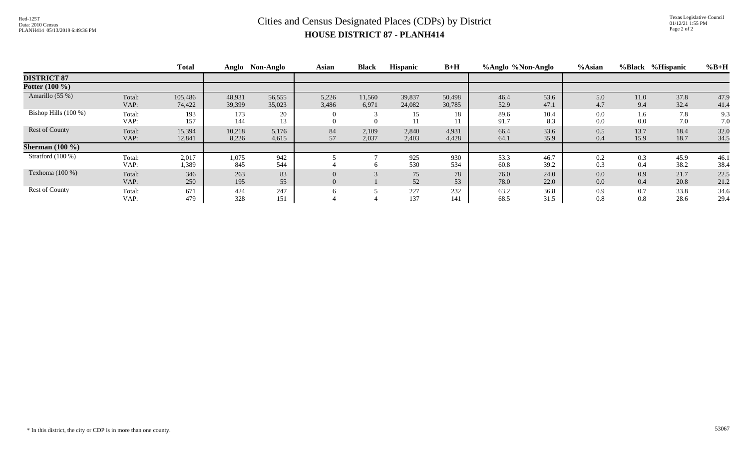# Cities and Census Designated Places (CDPs) by District

## HOUSE DISTRICT 87 - PLANH414

| | | Total | Anglo | Non-Anglo | Asian | Black | Hispanic | B+H | %Anglo | %Non-Anglo | %Asian | %Black | %Hispanic | %B+H |
|---|---|---|---|---|---|---|---|---|---|---|---|---|---|---|
| **DISTRICT 87** | | | | | | | | | | | | | | |
| **Potter (100 %)** | | | | | | | | | | | | | | |
| Amarillo (55 %) | Total: | 105,486 | 48,931 | 56,555 | 5,226 | 11,560 | 39,837 | 50,498 | 46.4 | 53.6 | 5.0 | 11.0 | 37.8 | 47.9 |
| | VAP: | 74,422 | 39,399 | 35,023 | 3,486 | 6,971 | 24,082 | 30,785 | 52.9 | 47.1 | 4.7 | 9.4 | 32.4 | 41.4 |
| Bishop Hills (100 %) | Total: | 193 | 173 | 20 | 0 | 3 | 15 | 18 | 89.6 | 10.4 | 0.0 | 1.6 | 7.8 | 9.3 |
| | VAP: | 157 | 144 | 13 | 0 | 0 | 11 | 11 | 91.7 | 8.3 | 0.0 | 0.0 | 7.0 | 7.0 |
| Rest of County | Total: | 15,394 | 10,218 | 5,176 | 84 | 2,109 | 2,840 | 4,931 | 66.4 | 33.6 | 0.5 | 13.7 | 18.4 | 32.0 |
| | VAP: | 12,841 | 8,226 | 4,615 | 57 | 2,037 | 2,403 | 4,428 | 64.1 | 35.9 | 0.4 | 15.9 | 18.7 | 34.5 |
| **Sherman (100 %)** | | | | | | | | | | | | | | |
| Stratford (100 %) | Total: | 2,017 | 1,075 | 942 | 5 | 7 | 925 | 930 | 53.3 | 46.7 | 0.2 | 0.3 | 45.9 | 46.1 |
| | VAP: | 1,389 | 845 | 544 | 4 | 6 | 530 | 534 | 60.8 | 39.2 | 0.3 | 0.4 | 38.2 | 38.4 |
| Texhoma (100 %) | Total: | 346 | 263 | 83 | 0 | 3 | 75 | 78 | 76.0 | 24.0 | 0.0 | 0.9 | 21.7 | 22.5 |
| | VAP: | 250 | 195 | 55 | 0 | 1 | 52 | 53 | 78.0 | 22.0 | 0.0 | 0.4 | 20.8 | 21.2 |
| Rest of County | Total: | 671 | 424 | 247 | 6 | 5 | 227 | 232 | 63.2 | 36.8 | 0.9 | 0.7 | 33.8 | 34.6 |
| | VAP: | 479 | 328 | 151 | 4 | 4 | 137 | 141 | 68.5 | 31.5 | 0.8 | 0.8 | 28.6 | 29.4 |

* In this district, the city or CDP is in more than one county.